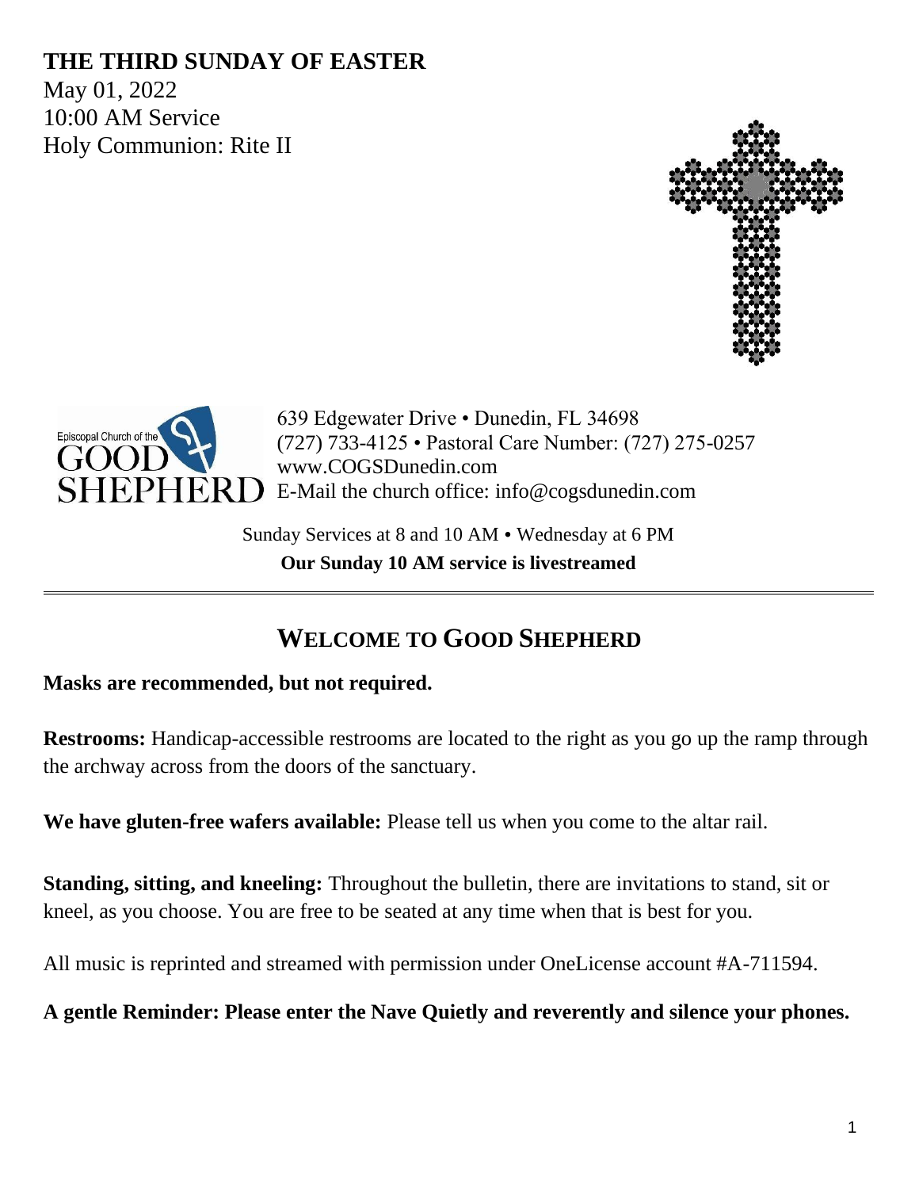# THE THIRD SUNDAY OF EASTER

May 01, 2022
10:00 AM Service
Holy Communion: Rite II

Episcopal Church of the GOOD SHEPHERD

639 Edgewater Drive • Dunedin, FL 34698
(727) 733-4125 • Pastoral Care Number: (727) 275-0257
www.COGSDunedin.com
E-Mail the church office: info@cogsdunedin.com

Sunday Services at 8 and 10 AM • Wednesday at 6 PM
**Our Sunday 10 AM service is livestreamed**

---

## WELCOME TO GOOD SHEPHERD

**Masks are recommended, but not required.**

**Restrooms:** Handicap-accessible restrooms are located to the right as you go up the ramp through the archway across from the doors of the sanctuary.

**We have gluten-free wafers available:** Please tell us when you come to the altar rail.

**Standing, sitting, and kneeling:** Throughout the bulletin, there are invitations to stand, sit or kneel, as you choose. You are free to be seated at any time when that is best for you.

All music is reprinted and streamed with permission under OneLicense account #A-711594.

**A gentle Reminder: Please enter the Nave Quietly and reverently and silence your phones.**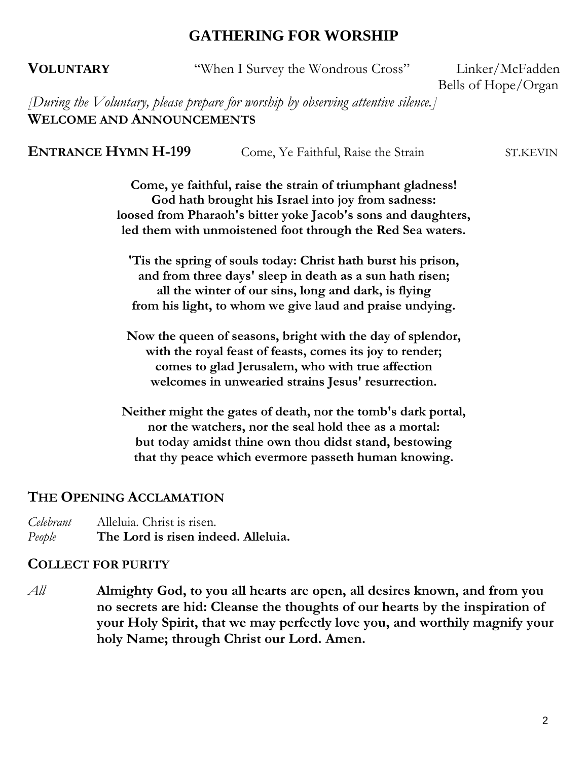# GATHERING FOR WORSHIP

**VOLUNTARY** "When I Survey the Wondrous Cross" Linker/McFadden
Bells of Hope/Organ

*[During the Voluntary, please prepare for worship by observing attentive silence.]*

**WELCOME AND ANNOUNCEMENTS**

**ENTRANCE HYMN H-199** Come, Ye Faithful, Raise the Strain ST.KEVIN

**Come, ye faithful, raise the strain of triumphant gladness!**
**God hath brought his Israel into joy from sadness:**
**loosed from Pharaoh's bitter yoke Jacob's sons and daughters,**
**led them with unmoistened foot through the Red Sea waters.**

**'Tis the spring of souls today: Christ hath burst his prison,**
**and from three days' sleep in death as a sun hath risen;**
**all the winter of our sins, long and dark, is flying**
**from his light, to whom we give laud and praise undying.**

**Now the queen of seasons, bright with the day of splendor,**
**with the royal feast of feasts, comes its joy to render;**
**comes to glad Jerusalem, who with true affection**
**welcomes in unwearied strains Jesus' resurrection.**

**Neither might the gates of death, nor the tomb's dark portal,**
**nor the watchers, nor the seal hold thee as a mortal:**
**but today amidst thine own thou didst stand, bestowing**
**that thy peace which evermore passeth human knowing.**

## THE OPENING ACCLAMATION

*Celebrant* Alleluia. Christ is risen.
*People* **The Lord is risen indeed. Alleluia.**

## COLLECT FOR PURITY

*All* **Almighty God, to you all hearts are open, all desires known, and from you no secrets are hid: Cleanse the thoughts of our hearts by the inspiration of your Holy Spirit, that we may perfectly love you, and worthily magnify your holy Name; through Christ our Lord. Amen.**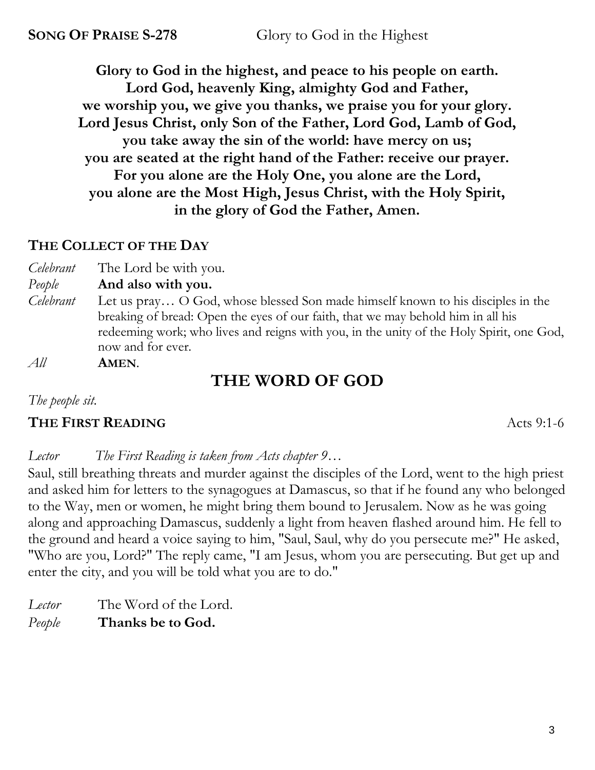**SONG OF PRAISE S-278** Glory to God in the Highest

**Glory to God in the highest, and peace to his people on earth.
Lord God, heavenly King, almighty God and Father,
we worship you, we give you thanks, we praise you for your glory.
Lord Jesus Christ, only Son of the Father, Lord God, Lamb of God,
you take away the sin of the world: have mercy on us;
you are seated at the right hand of the Father: receive our prayer.
For you alone are the Holy One, you alone are the Lord,
you alone are the Most High, Jesus Christ, with the Holy Spirit,
in the glory of God the Father, Amen.**

### THE COLLECT OF THE DAY

*Celebrant* The Lord be with you.
*People* **And also with you.**
*Celebrant* Let us pray… O God, whose blessed Son made himself known to his disciples in the breaking of bread: Open the eyes of our faith, that we may behold him in all his redeeming work; who lives and reigns with you, in the unity of the Holy Spirit, one God, now and for ever.
*All* **AMEN**.

## THE WORD OF GOD

*The people sit.*

### THE FIRST READING Acts 9:1-6

*Lector* *The First Reading is taken from Acts chapter 9…*
Saul, still breathing threats and murder against the disciples of the Lord, went to the high priest and asked him for letters to the synagogues at Damascus, so that if he found any who belonged to the Way, men or women, he might bring them bound to Jerusalem. Now as he was going along and approaching Damascus, suddenly a light from heaven flashed around him. He fell to the ground and heard a voice saying to him, "Saul, Saul, why do you persecute me?" He asked, "Who are you, Lord?" The reply came, "I am Jesus, whom you are persecuting. But get up and enter the city, and you will be told what you are to do."

*Lector* The Word of the Lord.
*People* **Thanks be to God.**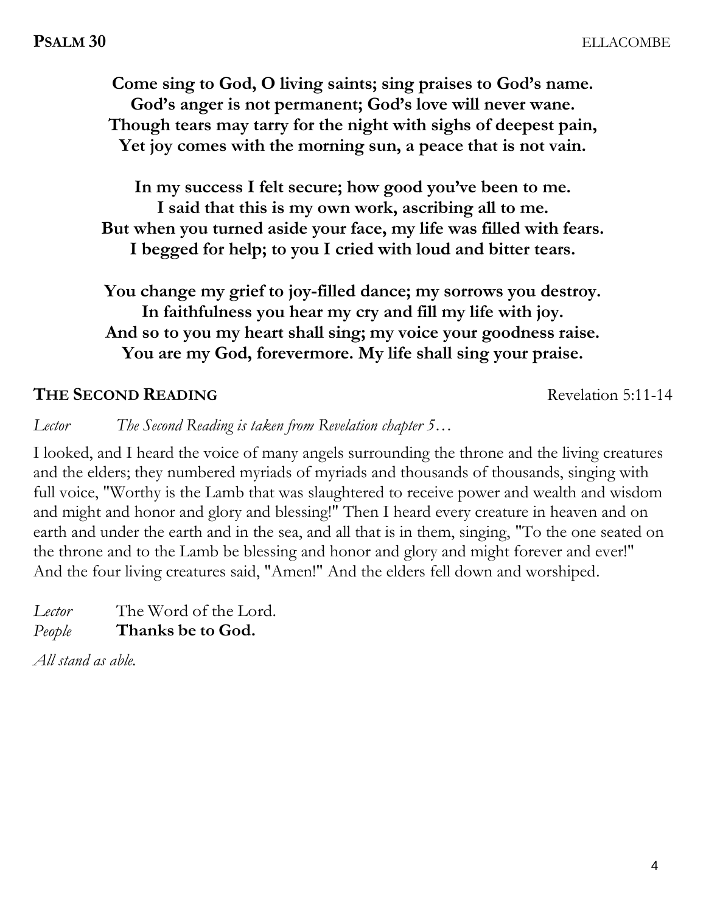## **PSALM 30** ELLACOMBE

**Come sing to God, O living saints; sing praises to God's name.**
**God's anger is not permanent; God's love will never wane.**
**Though tears may tarry for the night with sighs of deepest pain,**
**Yet joy comes with the morning sun, a peace that is not vain.**

**In my success I felt secure; how good you've been to me.**
**I said that this is my own work, ascribing all to me.**
**But when you turned aside your face, my life was filled with fears.**
**I begged for help; to you I cried with loud and bitter tears.**

**You change my grief to joy-filled dance; my sorrows you destroy.**
**In faithfulness you hear my cry and fill my life with joy.**
**And so to you my heart shall sing; my voice your goodness raise.**
**You are my God, forevermore. My life shall sing your praise.**

## **THE SECOND READING** Revelation 5:11-14

*Lector* *The Second Reading is taken from Revelation chapter 5…*

I looked, and I heard the voice of many angels surrounding the throne and the living creatures and the elders; they numbered myriads of myriads and thousands of thousands, singing with full voice, "Worthy is the Lamb that was slaughtered to receive power and wealth and wisdom and might and honor and glory and blessing!" Then I heard every creature in heaven and on earth and under the earth and in the sea, and all that is in them, singing, "To the one seated on the throne and to the Lamb be blessing and honor and glory and might forever and ever!" And the four living creatures said, "Amen!" And the elders fell down and worshiped.

*Lector* The Word of the Lord.
*People* **Thanks be to God.**

*All stand as able.*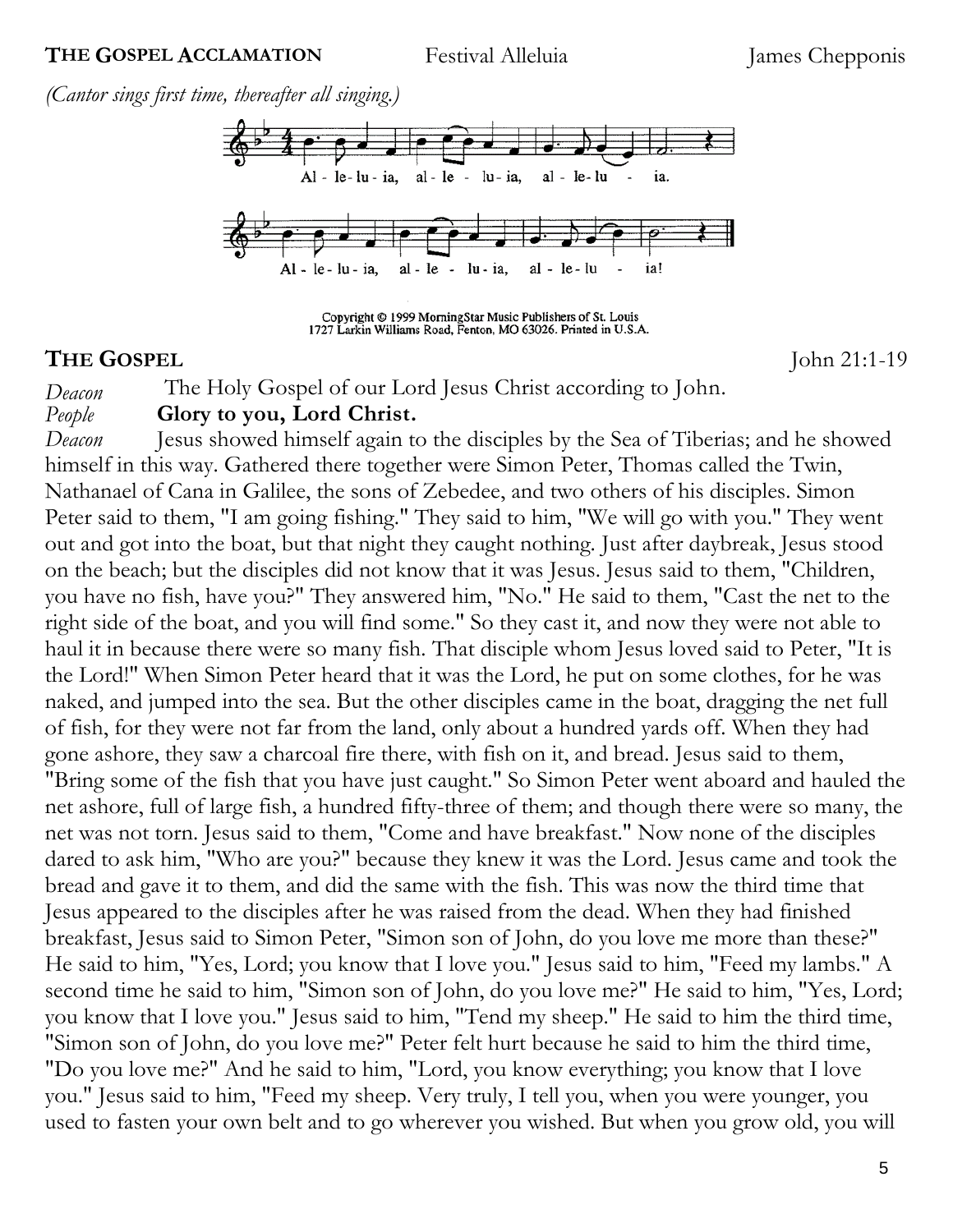**THE GOSPEL ACCLAMATION** Festival Alleluia James Chepponis

*(Cantor sings first time, thereafter all singing.)*

Al - le - lu - ia, al - le - lu - ia, al - le - lu - ia.

Al - le - lu - ia, al - le - lu - ia, al - le - lu - ia!

Copyright © 1999 MorningStar Music Publishers of St. Louis
1727 Larkin Williams Road, Fenton, MO 63026. Printed in U.S.A.

**THE GOSPEL** John 21:1-19

*Deacon* The Holy Gospel of our Lord Jesus Christ according to John.
*People* **Glory to you, Lord Christ.**
*Deacon* Jesus showed himself again to the disciples by the Sea of Tiberias; and he showed himself in this way. Gathered there together were Simon Peter, Thomas called the Twin, Nathanael of Cana in Galilee, the sons of Zebedee, and two others of his disciples. Simon Peter said to them, "I am going fishing." They said to him, "We will go with you." They went out and got into the boat, but that night they caught nothing. Just after daybreak, Jesus stood on the beach; but the disciples did not know that it was Jesus. Jesus said to them, "Children, you have no fish, have you?" They answered him, "No." He said to them, "Cast the net to the right side of the boat, and you will find some." So they cast it, and now they were not able to haul it in because there were so many fish. That disciple whom Jesus loved said to Peter, "It is the Lord!" When Simon Peter heard that it was the Lord, he put on some clothes, for he was naked, and jumped into the sea. But the other disciples came in the boat, dragging the net full of fish, for they were not far from the land, only about a hundred yards off. When they had gone ashore, they saw a charcoal fire there, with fish on it, and bread. Jesus said to them, "Bring some of the fish that you have just caught." So Simon Peter went aboard and hauled the net ashore, full of large fish, a hundred fifty-three of them; and though there were so many, the net was not torn. Jesus said to them, "Come and have breakfast." Now none of the disciples dared to ask him, "Who are you?" because they knew it was the Lord. Jesus came and took the bread and gave it to them, and did the same with the fish. This was now the third time that Jesus appeared to the disciples after he was raised from the dead. When they had finished breakfast, Jesus said to Simon Peter, "Simon son of John, do you love me more than these?" He said to him, "Yes, Lord; you know that I love you." Jesus said to him, "Feed my lambs." A second time he said to him, "Simon son of John, do you love me?" He said to him, "Yes, Lord; you know that I love you." Jesus said to him, "Tend my sheep." He said to him the third time, "Simon son of John, do you love me?" Peter felt hurt because he said to him the third time, "Do you love me?" And he said to him, "Lord, you know everything; you know that I love you." Jesus said to him, "Feed my sheep. Very truly, I tell you, when you were younger, you used to fasten your own belt and to go wherever you wished. But when you grow old, you will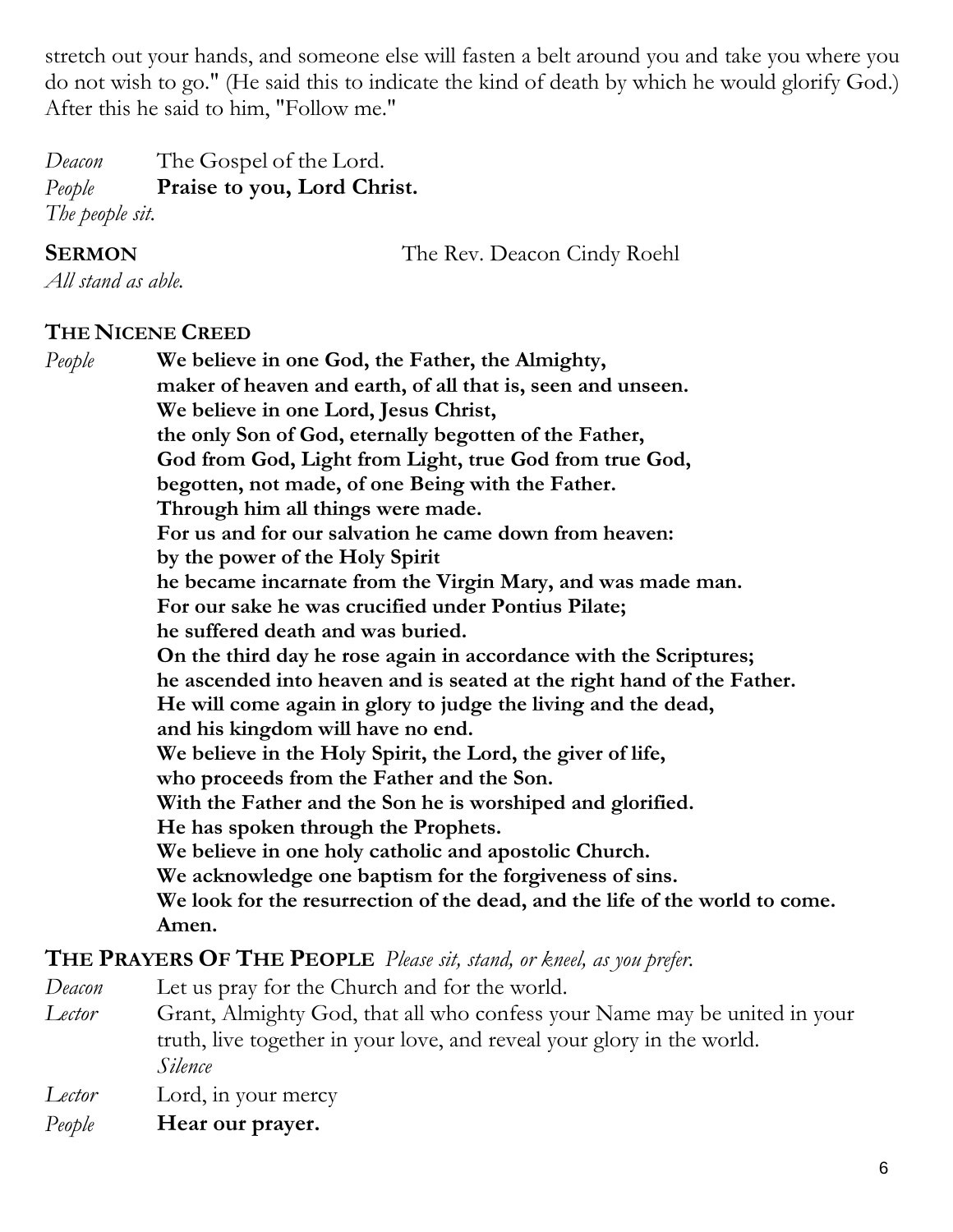stretch out your hands, and someone else will fasten a belt around you and take you where you do not wish to go." (He said this to indicate the kind of death by which he would glorify God.) After this he said to him, "Follow me."

*Deacon* The Gospel of the Lord.
*People* **Praise to you, Lord Christ.**
*The people sit.*

**SERMON** The Rev. Deacon Cindy Roehl
*All stand as able.*

**THE NICENE CREED**

*People* **We believe in one God, the Father, the Almighty,
maker of heaven and earth, of all that is, seen and unseen.
We believe in one Lord, Jesus Christ,
the only Son of God, eternally begotten of the Father,
God from God, Light from Light, true God from true God,
begotten, not made, of one Being with the Father.
Through him all things were made.
For us and for our salvation he came down from heaven:
by the power of the Holy Spirit
he became incarnate from the Virgin Mary, and was made man.
For our sake he was crucified under Pontius Pilate;
he suffered death and was buried.
On the third day he rose again in accordance with the Scriptures;
he ascended into heaven and is seated at the right hand of the Father.
He will come again in glory to judge the living and the dead,
and his kingdom will have no end.
We believe in the Holy Spirit, the Lord, the giver of life,
who proceeds from the Father and the Son.
With the Father and the Son he is worshiped and glorified.
He has spoken through the Prophets.
We believe in one holy catholic and apostolic Church.
We acknowledge one baptism for the forgiveness of sins.
We look for the resurrection of the dead, and the life of the world to come.
Amen.**

**THE PRAYERS OF THE PEOPLE** *Please sit, stand, or kneel, as you prefer.*

*Deacon* Let us pray for the Church and for the world.
*Lector* Grant, Almighty God, that all who confess your Name may be united in your truth, live together in your love, and reveal your glory in the world.
*Silence*
*Lector* Lord, in your mercy
*People* **Hear our prayer.**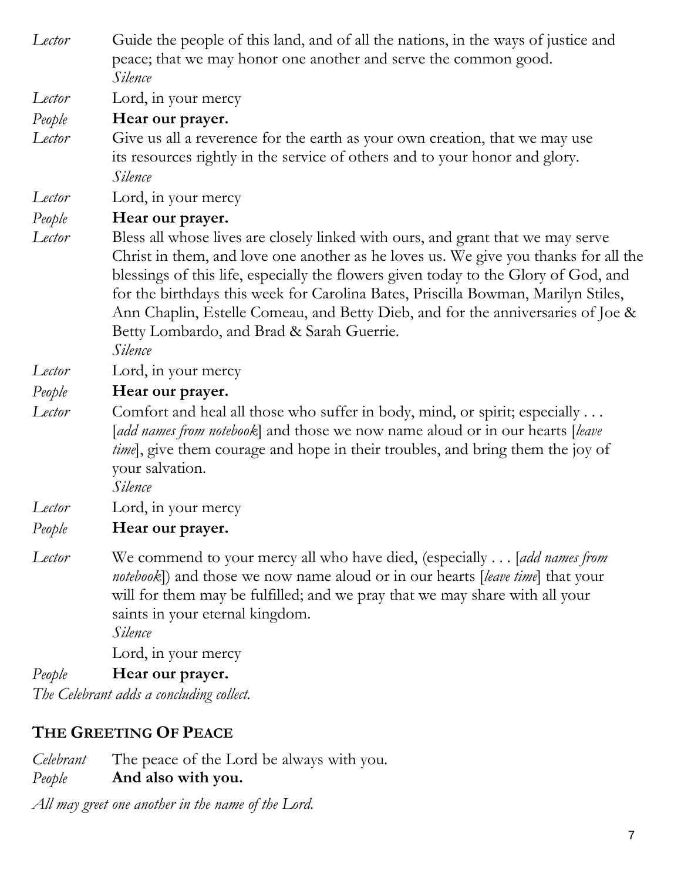*Lector* Guide the people of this land, and of all the nations, in the ways of justice and peace; that we may honor one another and serve the common good.
*Silence*

*Lector* Lord, in your mercy

*People* **Hear our prayer.**

*Lector* Give us all a reverence for the earth as your own creation, that we may use its resources rightly in the service of others and to your honor and glory.
*Silence*

*Lector* Lord, in your mercy

*People* **Hear our prayer.**

*Lector* Bless all whose lives are closely linked with ours, and grant that we may serve Christ in them, and love one another as he loves us. We give you thanks for all the blessings of this life, especially the flowers given today to the Glory of God, and for the birthdays this week for Carolina Bates, Priscilla Bowman, Marilyn Stiles, Ann Chaplin, Estelle Comeau, and Betty Dieb, and for the anniversaries of Joe & Betty Lombardo, and Brad & Sarah Guerrie.
*Silence*

*Lector* Lord, in your mercy

*People* **Hear our prayer.**

*Lector* Comfort and heal all those who suffer in body, mind, or spirit; especially . . . [*add names from notebook*] and those we now name aloud or in our hearts [*leave time*], give them courage and hope in their troubles, and bring them the joy of your salvation.
*Silence*

*Lector* Lord, in your mercy

*People* **Hear our prayer.**

*Lector* We commend to your mercy all who have died, (especially . . . [*add names from notebook*]) and those we now name aloud or in our hearts [*leave time*] that your will for them may be fulfilled; and we pray that we may share with all your saints in your eternal kingdom.
*Silence*
Lord, in your mercy

*People* **Hear our prayer.**

*The Celebrant adds a concluding collect.*

## THE GREETING OF PEACE

*Celebrant* The peace of the Lord be always with you.
*People* **And also with you.**

*All may greet one another in the name of the Lord.*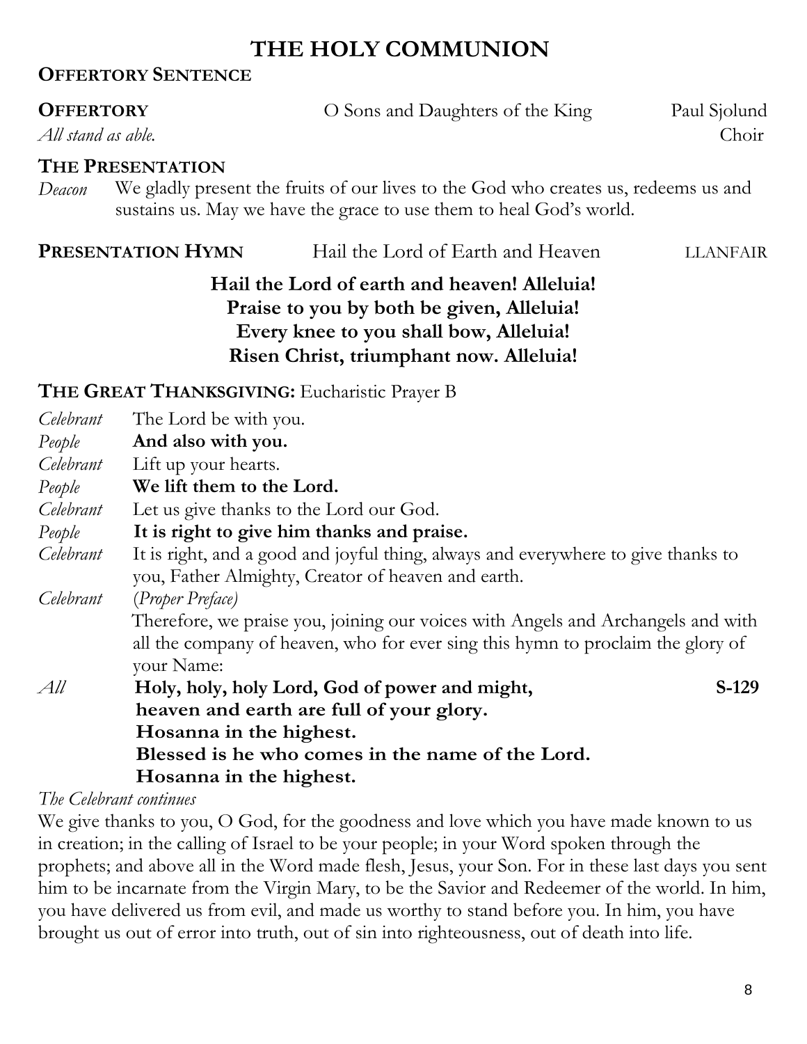# THE HOLY COMMUNION

## OFFERTORY SENTENCE

**OFFERTORY** O Sons and Daughters of the King Paul Sjolund

*All stand as able.* Choir

## THE PRESENTATION

*Deacon* We gladly present the fruits of our lives to the God who creates us, redeems us and sustains us. May we have the grace to use them to heal God's world.

**PRESENTATION HYMN** Hail the Lord of Earth and Heaven LLANFAIR

**Hail the Lord of earth and heaven! Alleluia!**
**Praise to you by both be given, Alleluia!**
**Every knee to you shall bow, Alleluia!**
**Risen Christ, triumphant now. Alleluia!**

## THE GREAT THANKSGIVING: Eucharistic Prayer B

*Celebrant* The Lord be with you.
*People* **And also with you.**
*Celebrant* Lift up your hearts.
*People* **We lift them to the Lord.**
*Celebrant* Let us give thanks to the Lord our God.
*People* **It is right to give him thanks and praise.**
*Celebrant* It is right, and a good and joyful thing, always and everywhere to give thanks to you, Father Almighty, Creator of heaven and earth.
*Celebrant* (*Proper Preface*)
Therefore, we praise you, joining our voices with Angels and Archangels and with all the company of heaven, who for ever sing this hymn to proclaim the glory of your Name:
*All* **Holy, holy, holy Lord, God of power and might,** **S-129**
**heaven and earth are full of your glory.**
**Hosanna in the highest.**
**Blessed is he who comes in the name of the Lord.**
**Hosanna in the highest.**

*The Celebrant continues*

We give thanks to you, O God, for the goodness and love which you have made known to us in creation; in the calling of Israel to be your people; in your Word spoken through the prophets; and above all in the Word made flesh, Jesus, your Son. For in these last days you sent him to be incarnate from the Virgin Mary, to be the Savior and Redeemer of the world. In him, you have delivered us from evil, and made us worthy to stand before you. In him, you have brought us out of error into truth, out of sin into righteousness, out of death into life.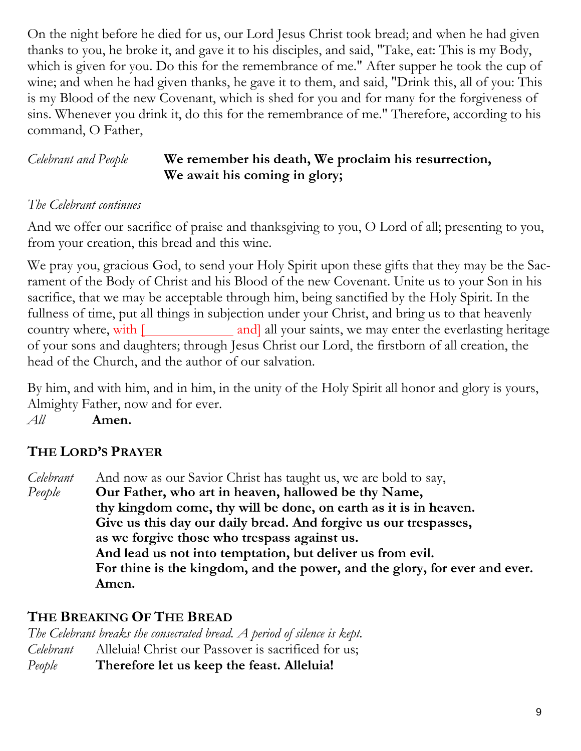On the night before he died for us, our Lord Jesus Christ took bread; and when he had given thanks to you, he broke it, and gave it to his disciples, and said, "Take, eat: This is my Body, which is given for you. Do this for the remembrance of me." After supper he took the cup of wine; and when he had given thanks, he gave it to them, and said, "Drink this, all of you: This is my Blood of the new Covenant, which is shed for you and for many for the forgiveness of sins. Whenever you drink it, do this for the remembrance of me." Therefore, according to his command, O Father,

*Celebrant and People* **We remember his death, We proclaim his resurrection, We await his coming in glory;**

*The Celebrant continues*

And we offer our sacrifice of praise and thanksgiving to you, O Lord of all; presenting to you, from your creation, this bread and this wine.

We pray you, gracious God, to send your Holy Spirit upon these gifts that they may be the Sacrament of the Body of Christ and his Blood of the new Covenant. Unite us to your Son in his sacrifice, that we may be acceptable through him, being sanctified by the Holy Spirit. In the fullness of time, put all things in subjection under your Christ, and bring us to that heavenly country where, with [____________ and] all your saints, we may enter the everlasting heritage of your sons and daughters; through Jesus Christ our Lord, the firstborn of all creation, the head of the Church, and the author of our salvation.

By him, and with him, and in him, in the unity of the Holy Spirit all honor and glory is yours, Almighty Father, now and for ever.

*All* **Amen.**

## THE LORD'S PRAYER

*Celebrant* And now as our Savior Christ has taught us, we are bold to say,

*People* **Our Father, who art in heaven, hallowed be thy Name,**
**thy kingdom come, thy will be done, on earth as it is in heaven.**
**Give us this day our daily bread. And forgive us our trespasses,**
**as we forgive those who trespass against us.**
**And lead us not into temptation, but deliver us from evil.**
**For thine is the kingdom, and the power, and the glory, for ever and ever.**
**Amen.**

## THE BREAKING OF THE BREAD

*The Celebrant breaks the consecrated bread. A period of silence is kept.*

*Celebrant* Alleluia! Christ our Passover is sacrificed for us;

*People* **Therefore let us keep the feast. Alleluia!**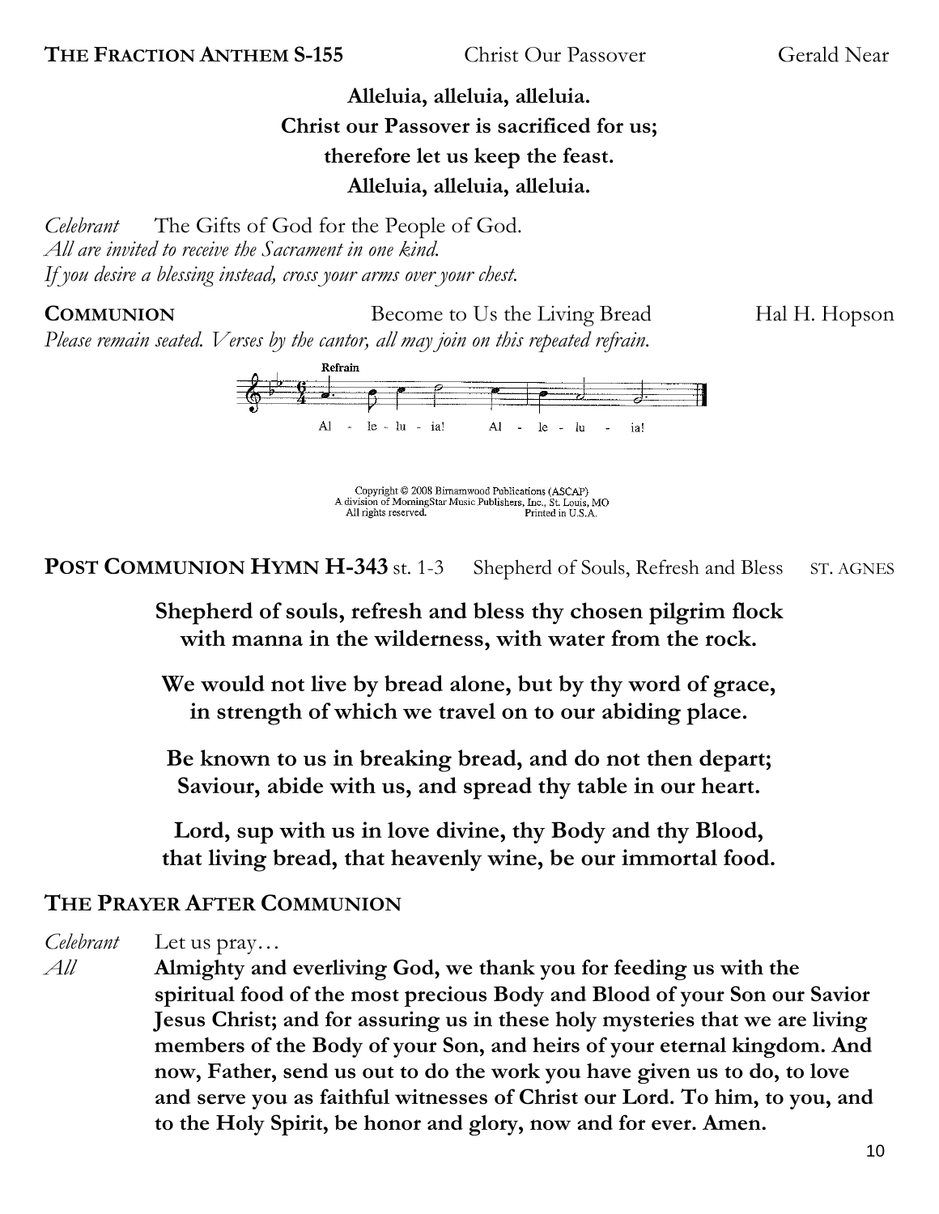**THE FRACTION ANTHEM S-155** Christ Our Passover Gerald Near

**Alleluia, alleluia, alleluia.**
**Christ our Passover is sacrificed for us;**
**therefore let us keep the feast.**
**Alleluia, alleluia, alleluia.**

*Celebrant* The Gifts of God for the People of God.
*All are invited to receive the Sacrament in one kind.*
*If you desire a blessing instead, cross your arms over your chest.*

**COMMUNION** Become to Us the Living Bread Hal H. Hopson
*Please remain seated. Verses by the cantor, all may join on this repeated refrain.*

Refrain

Al - le - lu - ia! Al - le - lu - ia!

Copyright © 2008 Birnamwood Publications (ASCAP)
A division of MorningStar Music Publishers, Inc., St. Louis, MO
All rights reserved. Printed in U.S.A.

**POST COMMUNION HYMN H-343** st. 1-3 Shepherd of Souls, Refresh and Bless ST. AGNES

**Shepherd of souls, refresh and bless thy chosen pilgrim flock**
**with manna in the wilderness, with water from the rock.**

**We would not live by bread alone, but by thy word of grace,**
**in strength of which we travel on to our abiding place.**

**Be known to us in breaking bread, and do not then depart;**
**Saviour, abide with us, and spread thy table in our heart.**

**Lord, sup with us in love divine, thy Body and thy Blood,**
**that living bread, that heavenly wine, be our immortal food.**

## THE PRAYER AFTER COMMUNION

*Celebrant* Let us pray…

*All* **Almighty and everliving God, we thank you for feeding us with the spiritual food of the most precious Body and Blood of your Son our Savior Jesus Christ; and for assuring us in these holy mysteries that we are living members of the Body of your Son, and heirs of your eternal kingdom. And now, Father, send us out to do the work you have given us to do, to love and serve you as faithful witnesses of Christ our Lord. To him, to you, and to the Holy Spirit, be honor and glory, now and for ever. Amen.**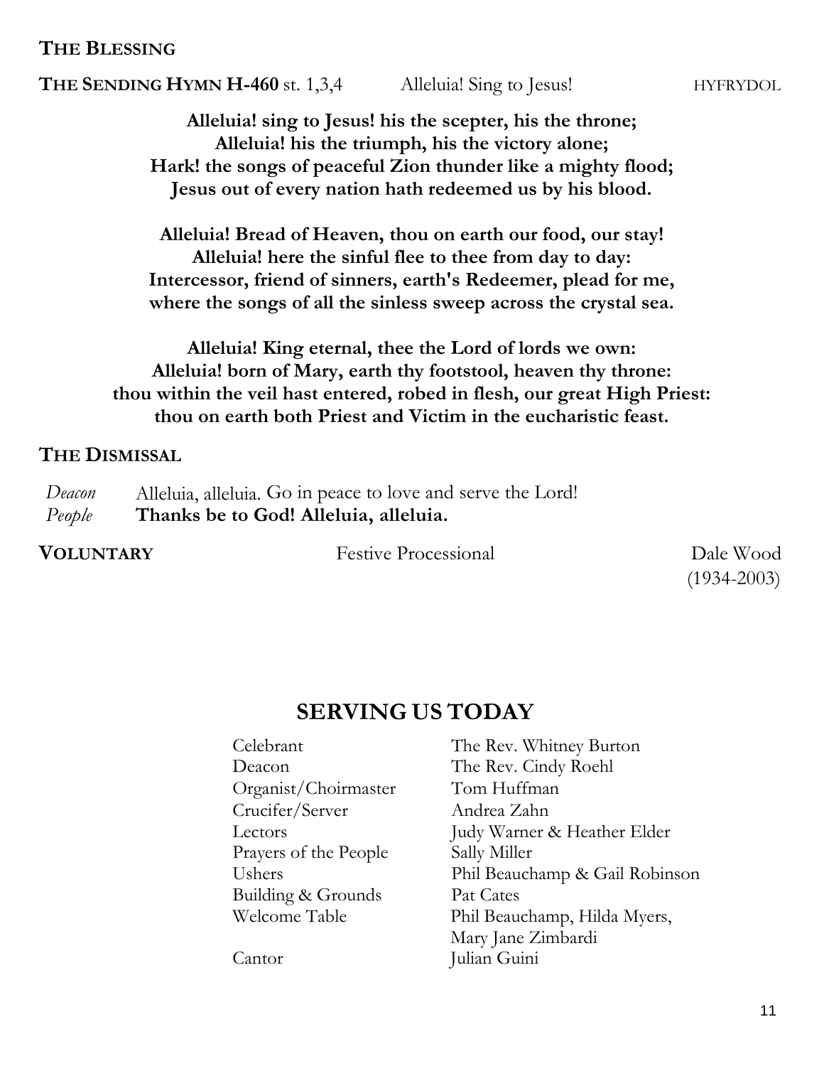**THE BLESSING**

**THE SENDING HYMN H-460** st. 1,3,4 Alleluia! Sing to Jesus! HYFRYDOL

**Alleluia! sing to Jesus! his the scepter, his the throne;**
**Alleluia! his the triumph, his the victory alone;**
**Hark! the songs of peaceful Zion thunder like a mighty flood;**
**Jesus out of every nation hath redeemed us by his blood.**

**Alleluia! Bread of Heaven, thou on earth our food, our stay!**
**Alleluia! here the sinful flee to thee from day to day:**
**Intercessor, friend of sinners, earth's Redeemer, plead for me,**
**where the songs of all the sinless sweep across the crystal sea.**

**Alleluia! King eternal, thee the Lord of lords we own:**
**Alleluia! born of Mary, earth thy footstool, heaven thy throne:**
**thou within the veil hast entered, robed in flesh, our great High Priest:**
**thou on earth both Priest and Victim in the eucharistic feast.**

**THE DISMISSAL**

*Deacon* Alleluia, alleluia. Go in peace to love and serve the Lord!
*People* **Thanks be to God! Alleluia, alleluia.**

**VOLUNTARY** Festive Processional Dale Wood (1934-2003)

## SERVING US TODAY

| | |
|---|---|
| Celebrant | The Rev. Whitney Burton |
| Deacon | The Rev. Cindy Roehl |
| Organist/Choirmaster | Tom Huffman |
| Crucifer/Server | Andrea Zahn |
| Lectors | Judy Warner & Heather Elder |
| Prayers of the People | Sally Miller |
| Ushers | Phil Beauchamp & Gail Robinson |
| Building & Grounds | Pat Cates |
| Welcome Table | Phil Beauchamp, Hilda Myers, Mary Jane Zimbardi |
| Cantor | Julian Guini |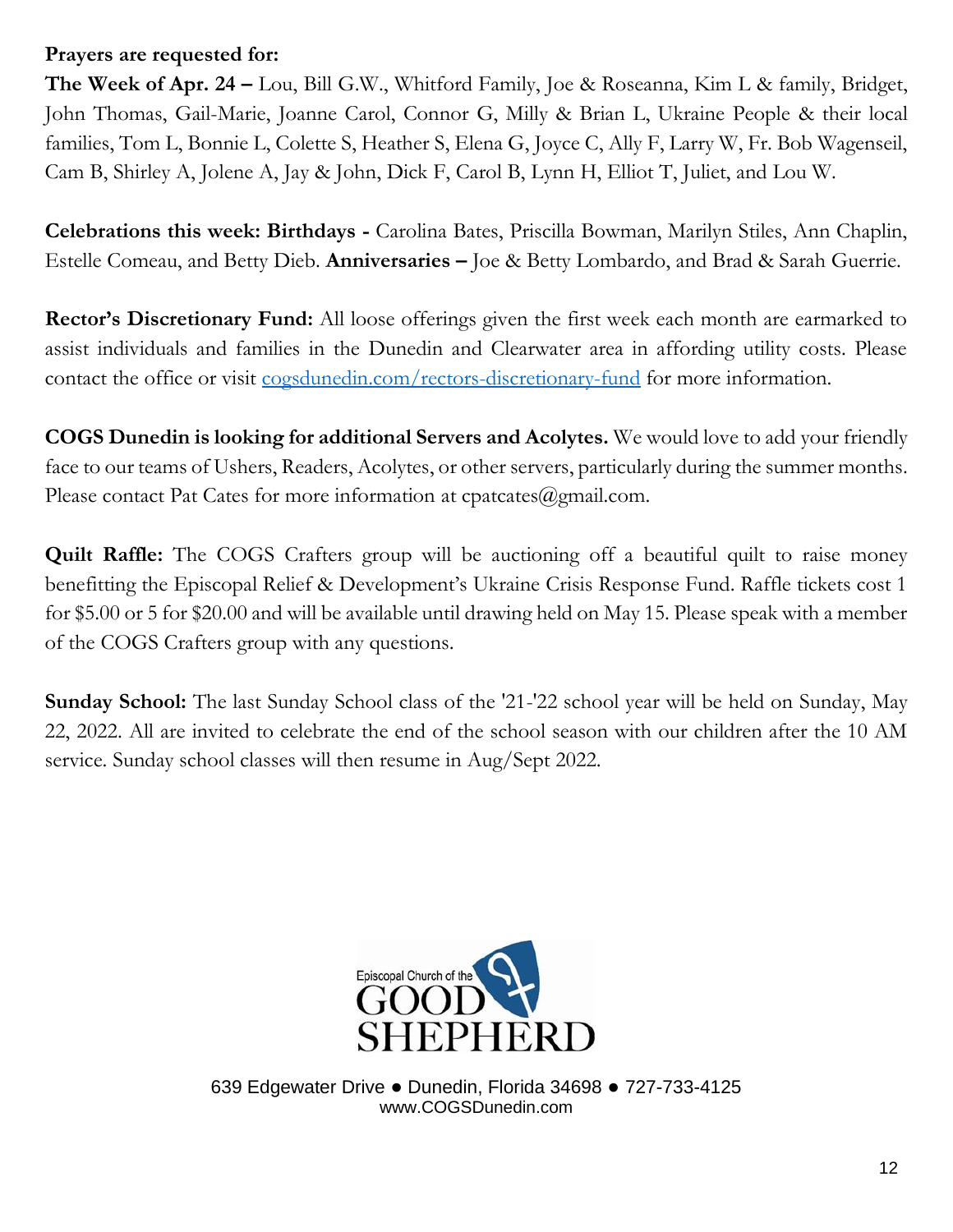**Prayers are requested for:**

**The Week of Apr. 24 –** Lou, Bill G.W., Whitford Family, Joe & Roseanna, Kim L & family, Bridget, John Thomas, Gail-Marie, Joanne Carol, Connor G, Milly & Brian L, Ukraine People & their local families, Tom L, Bonnie L, Colette S, Heather S, Elena G, Joyce C, Ally F, Larry W, Fr. Bob Wagenseil, Cam B, Shirley A, Jolene A, Jay & John, Dick F, Carol B, Lynn H, Elliot T, Juliet, and Lou W.

**Celebrations this week: Birthdays -** Carolina Bates, Priscilla Bowman, Marilyn Stiles, Ann Chaplin, Estelle Comeau, and Betty Dieb. **Anniversaries –** Joe & Betty Lombardo, and Brad & Sarah Guerrie.

**Rector's Discretionary Fund:** All loose offerings given the first week each month are earmarked to assist individuals and families in the Dunedin and Clearwater area in affording utility costs. Please contact the office or visit [cogsdunedin.com/rectors-discretionary-fund](cogsdunedin.com/rectors-discretionary-fund) for more information.

**COGS Dunedin is looking for additional Servers and Acolytes.** We would love to add your friendly face to our teams of Ushers, Readers, Acolytes, or other servers, particularly during the summer months. Please contact Pat Cates for more information at cpatcates@gmail.com.

**Quilt Raffle:** The COGS Crafters group will be auctioning off a beautiful quilt to raise money benefitting the Episcopal Relief & Development's Ukraine Crisis Response Fund. Raffle tickets cost 1 for $5.00 or 5 for $20.00 and will be available until drawing held on May 15. Please speak with a member of the COGS Crafters group with any questions.

**Sunday School:** The last Sunday School class of the '21-'22 school year will be held on Sunday, May 22, 2022. All are invited to celebrate the end of the school season with our children after the 10 AM service. Sunday school classes will then resume in Aug/Sept 2022.

Episcopal Church of the GOOD SHEPHERD

639 Edgewater Drive ● Dunedin, Florida 34698 ● 727-733-4125
www.COGSDunedin.com